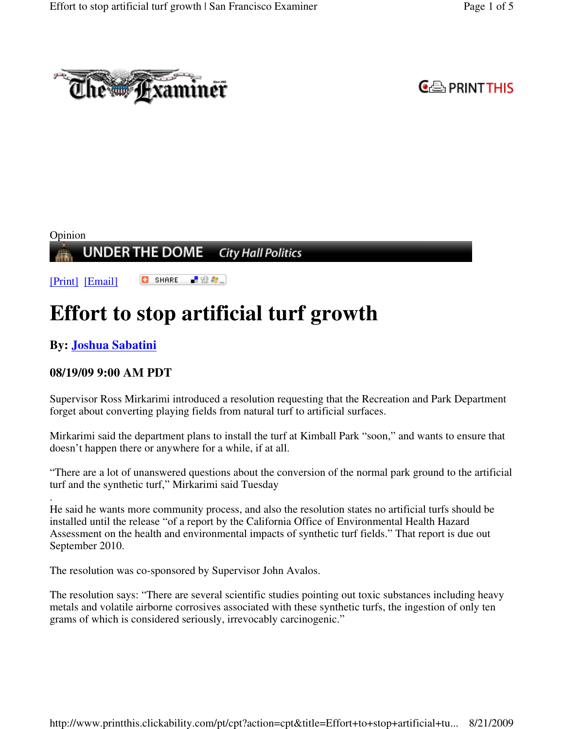Opinion

UNDER THE DOME City Hall Politics

[Print] [Email]

# Effort to stop artificial turf growth

### By: Joshua Sabatini

### 08/19/09 9:00 AM PDT

Supervisor Ross Mirkarimi introduced a resolution requesting that the Recreation and Park Department forget about converting playing fields from natural turf to artificial surfaces.

Mirkarimi said the department plans to install the turf at Kimball Park "soon," and wants to ensure that doesn't happen there or anywhere for a while, if at all.

"There are a lot of unanswered questions about the conversion of the normal park ground to the artificial turf and the synthetic turf," Mirkarimi said Tuesday

.

He said he wants more community process, and also the resolution states no artificial turfs should be installed until the release "of a report by the California Office of Environmental Health Hazard Assessment on the health and environmental impacts of synthetic turf fields." That report is due out September 2010.

The resolution was co-sponsored by Supervisor John Avalos.

The resolution says: "There are several scientific studies pointing out toxic substances including heavy metals and volatile airborne corrosives associated with these synthetic turfs, the ingestion of only ten grams of which is considered seriously, irrevocably carcinogenic."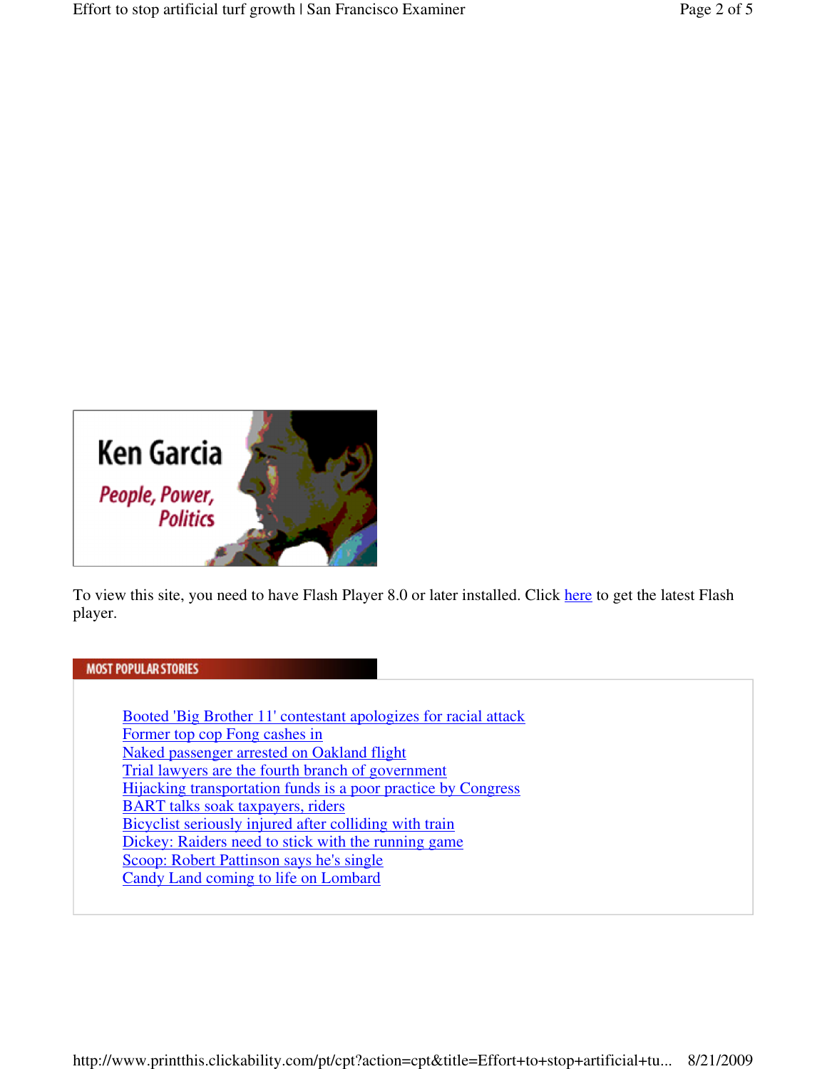Ken Garcia

*People, Power, Politics*

To view this site, you need to have Flash Player 8.0 or later installed. Click here to get the latest Flash player.

## MOST POPULAR STORIES

- Booted 'Big Brother 11' contestant apologizes for racial attack
- Former top cop Fong cashes in
- Naked passenger arrested on Oakland flight
- Trial lawyers are the fourth branch of government
- Hijacking transportation funds is a poor practice by Congress
- BART talks soak taxpayers, riders
- Bicyclist seriously injured after colliding with train
- Dickey: Raiders need to stick with the running game
- Scoop: Robert Pattinson says he's single
- Candy Land coming to life on Lombard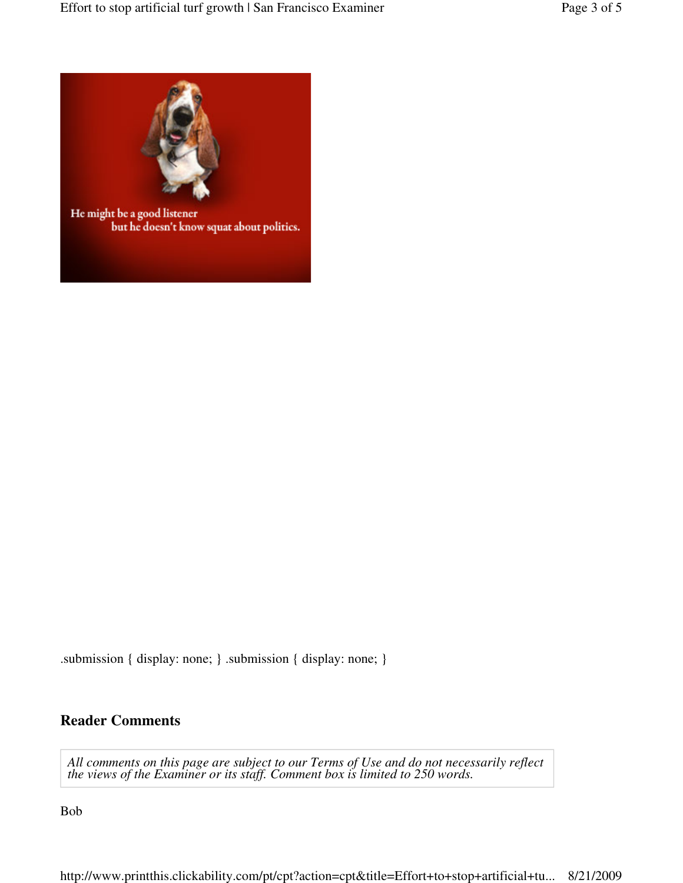.submission { display: none; } .submission { display: none; }

## Reader Comments

*All comments on this page are subject to our Terms of Use and do not necessarily reflect the views of the Examiner or its staff. Comment box is limited to 250 words.*

Bob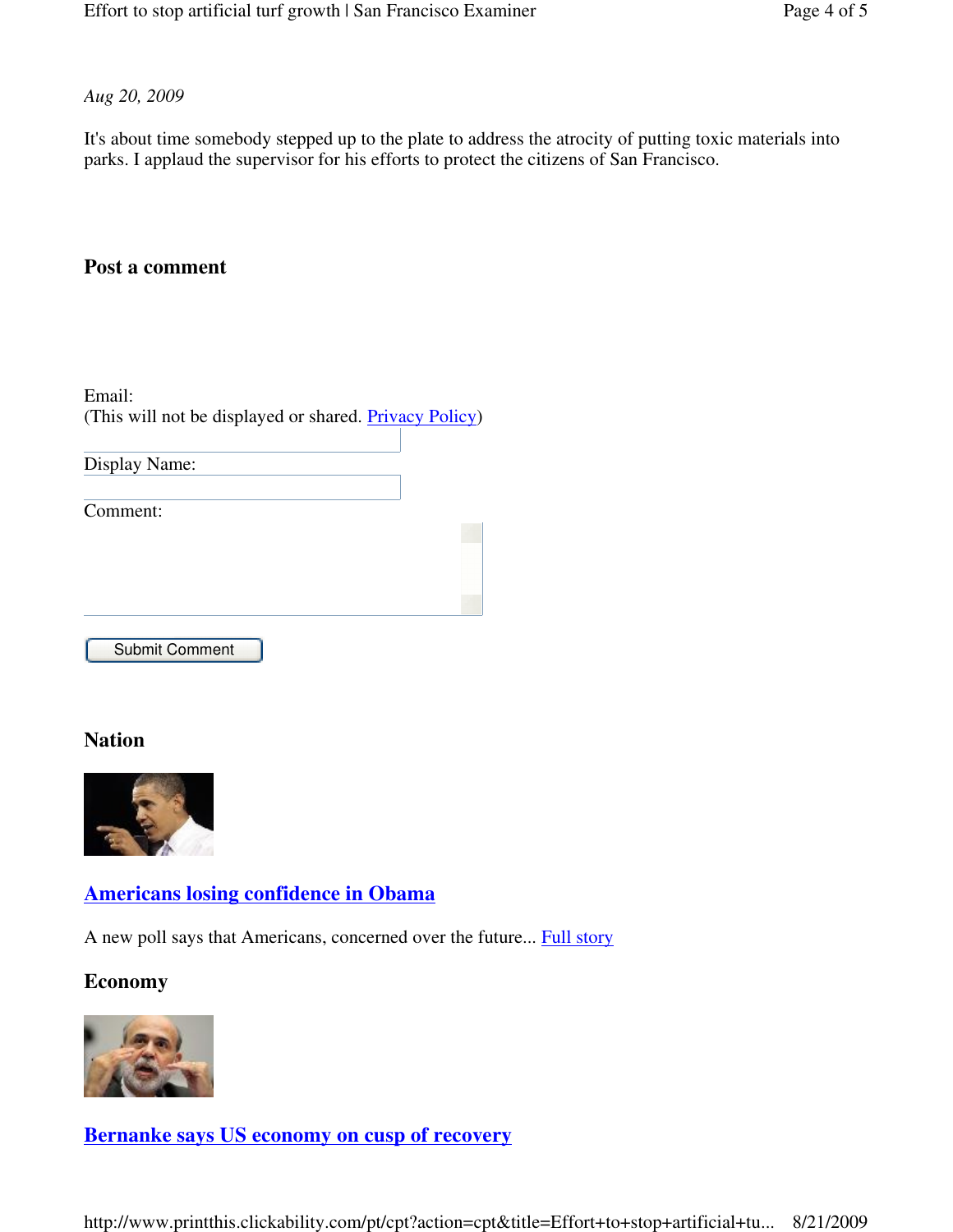*Aug 20, 2009*

It's about time somebody stepped up to the plate to address the atrocity of putting toxic materials into parks. I applaud the supervisor for his efforts to protect the citizens of San Francisco.

### Post a comment

Email:
(This will not be displayed or shared. Privacy Policy)

Display Name:

Comment:

Submit Comment

### Nation

**Americans losing confidence in Obama**

A new poll says that Americans, concerned over the future... Full story

### Economy

**Bernanke says US economy on cusp of recovery**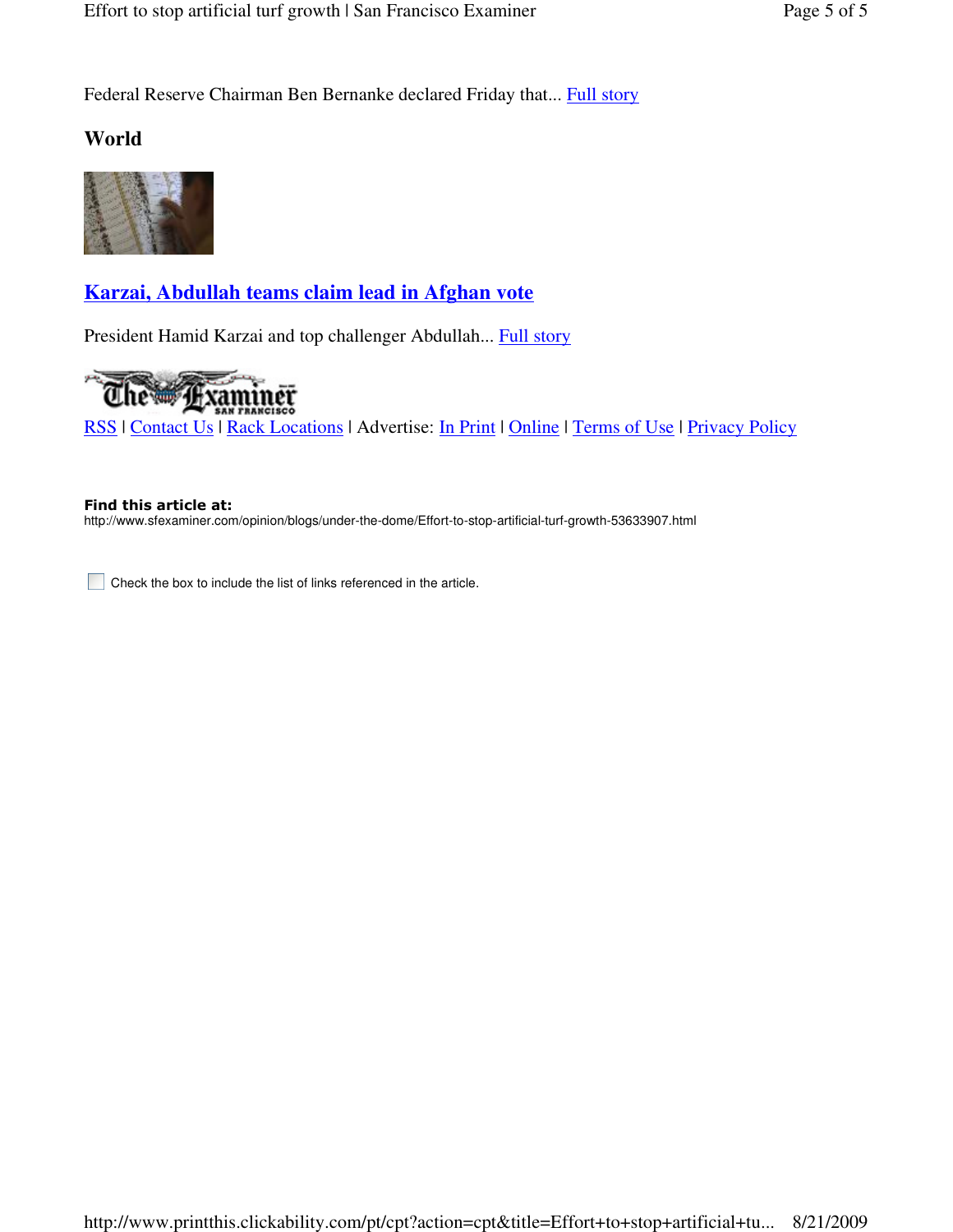Federal Reserve Chairman Ben Bernanke declared Friday that... Full story

## World

### Karzai, Abdullah teams claim lead in Afghan vote

President Hamid Karzai and top challenger Abdullah... Full story

RSS | Contact Us | Rack Locations | Advertise: In Print | Online | Terms of Use | Privacy Policy

**Find this article at:**
http://www.sfexaminer.com/opinion/blogs/under-the-dome/Effort-to-stop-artificial-turf-growth-53633907.html

☐ Check the box to include the list of links referenced in the article.